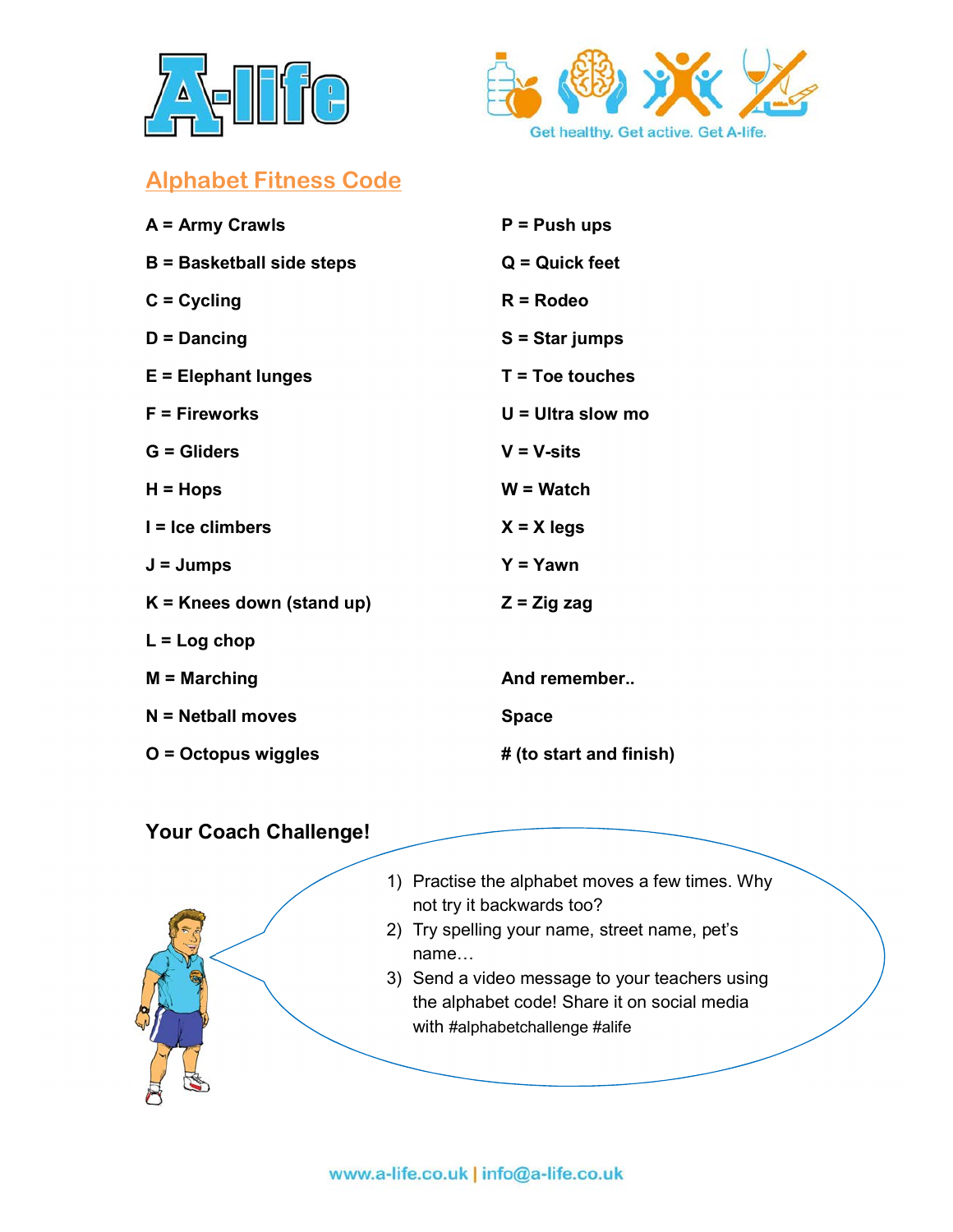Get healthy. Get active. Get A-life.

## Alphabet Fitness Code

**A = Army Crawls**

**B = Basketball side steps**

**C = Cycling**

**D = Dancing**

**E = Elephant lunges**

**F = Fireworks**

**G = Gliders**

**H = Hops**

**I = Ice climbers**

**J = Jumps**

**K = Knees down (stand up)**

**L = Log chop**

**M = Marching**

**N = Netball moves**

**O = Octopus wiggles**

**P = Push ups**

**Q = Quick feet**

**R = Rodeo**

**S = Star jumps**

**T = Toe touches**

**U = Ultra slow mo**

**V = V-sits**

**W = Watch**

**X = X legs**

**Y = Yawn**

**Z = Zig zag**

**And remember..**

**Space**

**# (to start and finish)**

### Your Coach Challenge!

1) Practise the alphabet moves a few times. Why not try it backwards too?
2) Try spelling your name, street name, pet's name…
3) Send a video message to your teachers using the alphabet code! Share it on social media with #alphabetchallenge #alife

www.a-life.co.uk | info@a-life.co.uk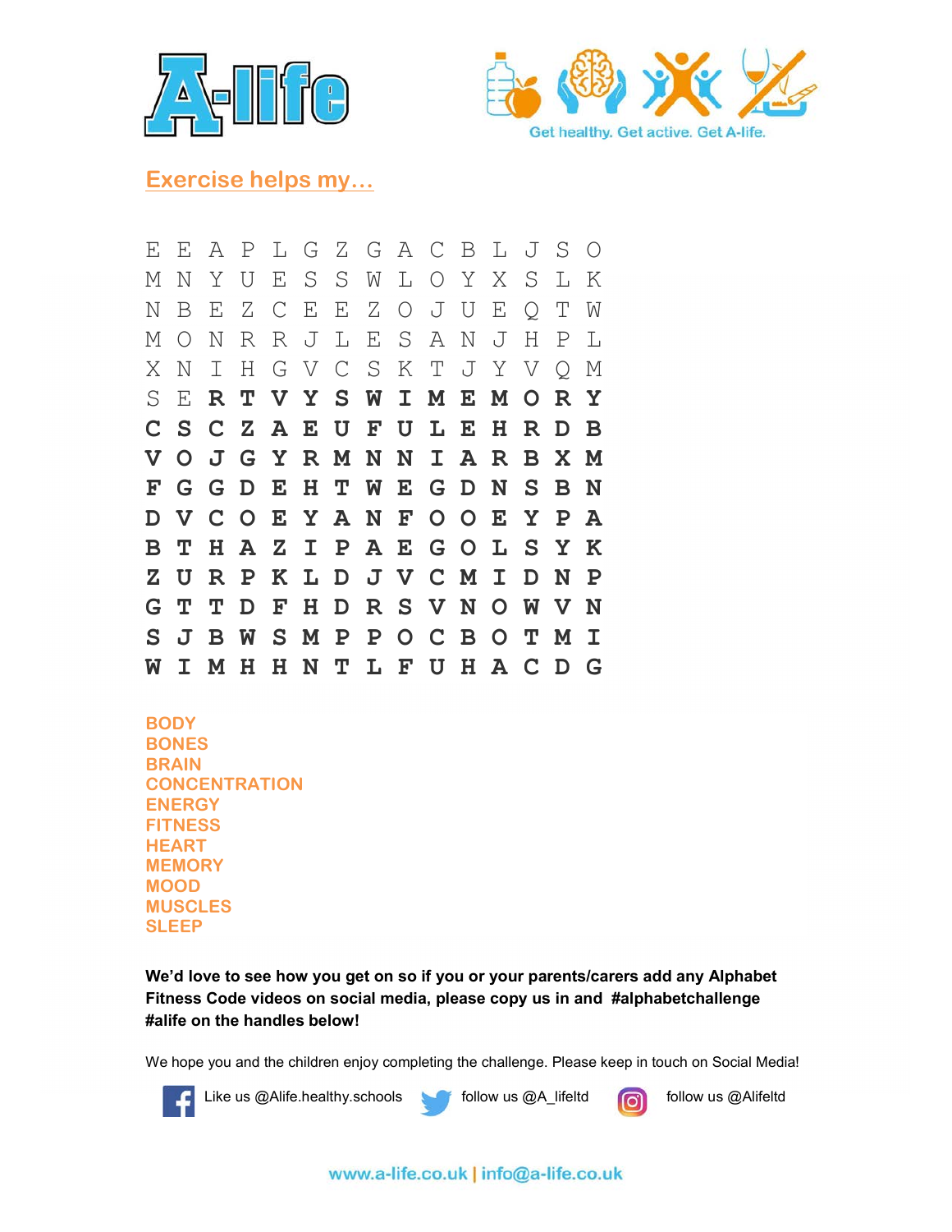## Exercise helps my…

| | | | | | | | | | | | | | | |
|---|---|---|---|---|---|---|---|---|---|---|---|---|---|---|
| E | E | A | P | L | G | Z | G | A | C | B | L | J | S | O |
| M | N | Y | U | E | S | S | W | L | O | Y | X | S | L | K |
| N | B | E | Z | C | E | E | Z | O | J | U | E | Q | T | W |
| M | O | N | R | R | J | L | E | S | A | N | J | H | P | L |
| X | N | I | H | G | V | C | S | K | T | J | Y | V | Q | M |
| S | E | R | T | V | Y | S | W | I | M | E | M | O | R | Y |
| C | S | C | Z | A | E | U | F | U | L | E | H | R | D | B |
| V | O | J | G | Y | R | M | N | N | I | A | R | B | X | M |
| F | G | G | D | E | H | T | W | E | G | D | N | S | B | N |
| D | V | C | O | E | Y | A | N | F | O | O | E | Y | P | A |
| B | T | H | A | Z | I | P | A | E | G | O | L | S | Y | K |
| Z | U | R | P | K | L | D | J | V | C | M | I | D | N | P |
| G | T | T | D | F | H | D | R | S | V | N | O | W | V | N |
| S | J | B | W | S | M | P | P | O | C | B | O | T | M | I |
| W | I | M | H | H | N | T | L | F | U | H | A | C | D | G |

BODY
BONES
BRAIN
CONCENTRATION
ENERGY
FITNESS
HEART
MEMORY
MOOD
MUSCLES
SLEEP

**We'd love to see how you get on so if you or your parents/carers add any Alphabet Fitness Code videos on social media, please copy us in and #alphabetchallenge #alife on the handles below!**

We hope you and the children enjoy completing the challenge. Please keep in touch on Social Media!

Like us @Alife.healthy.schools   follow us @A_lifeltd   follow us @Alifeltd

www.a-life.co.uk | info@a-life.co.uk